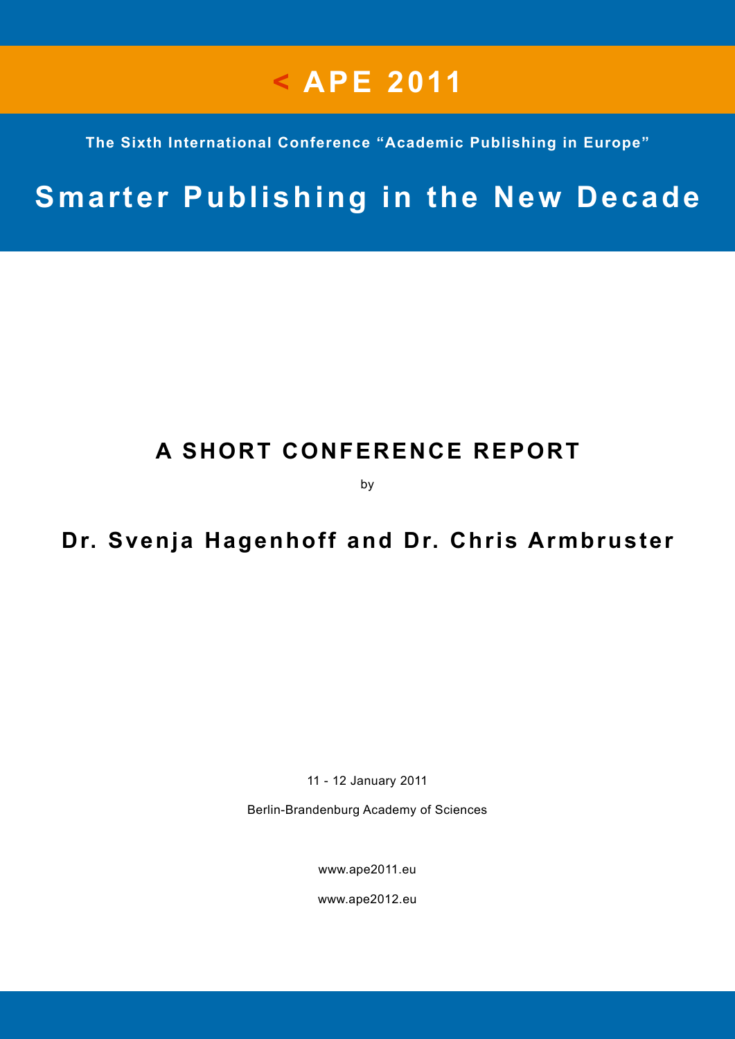# < APE 2011

**The Sixth International Conference "Academic Publishing in Europe"**

# Smarter Publishing in the New Decade

## A SHORT CONFERENCE REPORT

by

### Dr. Svenja Hagenhoff and Dr. Chris Armbruster

11 - 12 January 2011

Berlin-Brandenburg Academy of Sciences

www.ape2011.eu

www.ape2012.eu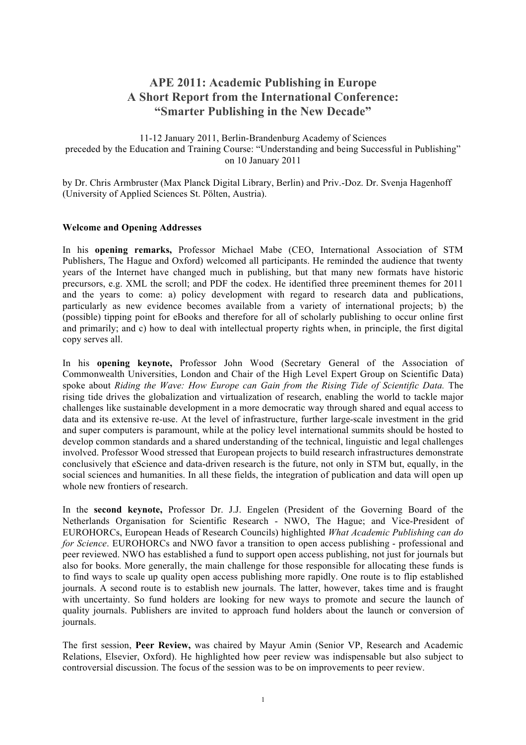# APE 2011: Academic Publishing in Europe
# A Short Report from the International Conference: "Smarter Publishing in the New Decade"

11-12 January 2011, Berlin-Brandenburg Academy of Sciences
preceded by the Education and Training Course: "Understanding and being Successful in Publishing" on 10 January 2011

by Dr. Chris Armbruster (Max Planck Digital Library, Berlin) and Priv.-Doz. Dr. Svenja Hagenhoff (University of Applied Sciences St. Pölten, Austria).

**Welcome and Opening Addresses**

In his **opening remarks,** Professor Michael Mabe (CEO, International Association of STM Publishers, The Hague and Oxford) welcomed all participants. He reminded the audience that twenty years of the Internet have changed much in publishing, but that many new formats have historic precursors, e.g. XML the scroll; and PDF the codex. He identified three preeminent themes for 2011 and the years to come: a) policy development with regard to research data and publications, particularly as new evidence becomes available from a variety of international projects; b) the (possible) tipping point for eBooks and therefore for all of scholarly publishing to occur online first and primarily; and c) how to deal with intellectual property rights when, in principle, the first digital copy serves all.

In his **opening keynote,** Professor John Wood (Secretary General of the Association of Commonwealth Universities, London and Chair of the High Level Expert Group on Scientific Data) spoke about *Riding the Wave: How Europe can Gain from the Rising Tide of Scientific Data.* The rising tide drives the globalization and virtualization of research, enabling the world to tackle major challenges like sustainable development in a more democratic way through shared and equal access to data and its extensive re-use. At the level of infrastructure, further large-scale investment in the grid and super computers is paramount, while at the policy level international summits should be hosted to develop common standards and a shared understanding of the technical, linguistic and legal challenges involved. Professor Wood stressed that European projects to build research infrastructures demonstrate conclusively that eScience and data-driven research is the future, not only in STM but, equally, in the social sciences and humanities. In all these fields, the integration of publication and data will open up whole new frontiers of research.

In the **second keynote,** Professor Dr. J.J. Engelen (President of the Governing Board of the Netherlands Organisation for Scientific Research - NWO, The Hague; and Vice-President of EUROHORCs, European Heads of Research Councils) highlighted *What Academic Publishing can do for Science*. EUROHORCs and NWO favor a transition to open access publishing - professional and peer reviewed. NWO has established a fund to support open access publishing, not just for journals but also for books. More generally, the main challenge for those responsible for allocating these funds is to find ways to scale up quality open access publishing more rapidly. One route is to flip established journals. A second route is to establish new journals. The latter, however, takes time and is fraught with uncertainty. So fund holders are looking for new ways to promote and secure the launch of quality journals. Publishers are invited to approach fund holders about the launch or conversion of journals.

The first session, **Peer Review,** was chaired by Mayur Amin (Senior VP, Research and Academic Relations, Elsevier, Oxford). He highlighted how peer review was indispensable but also subject to controversial discussion. The focus of the session was to be on improvements to peer review.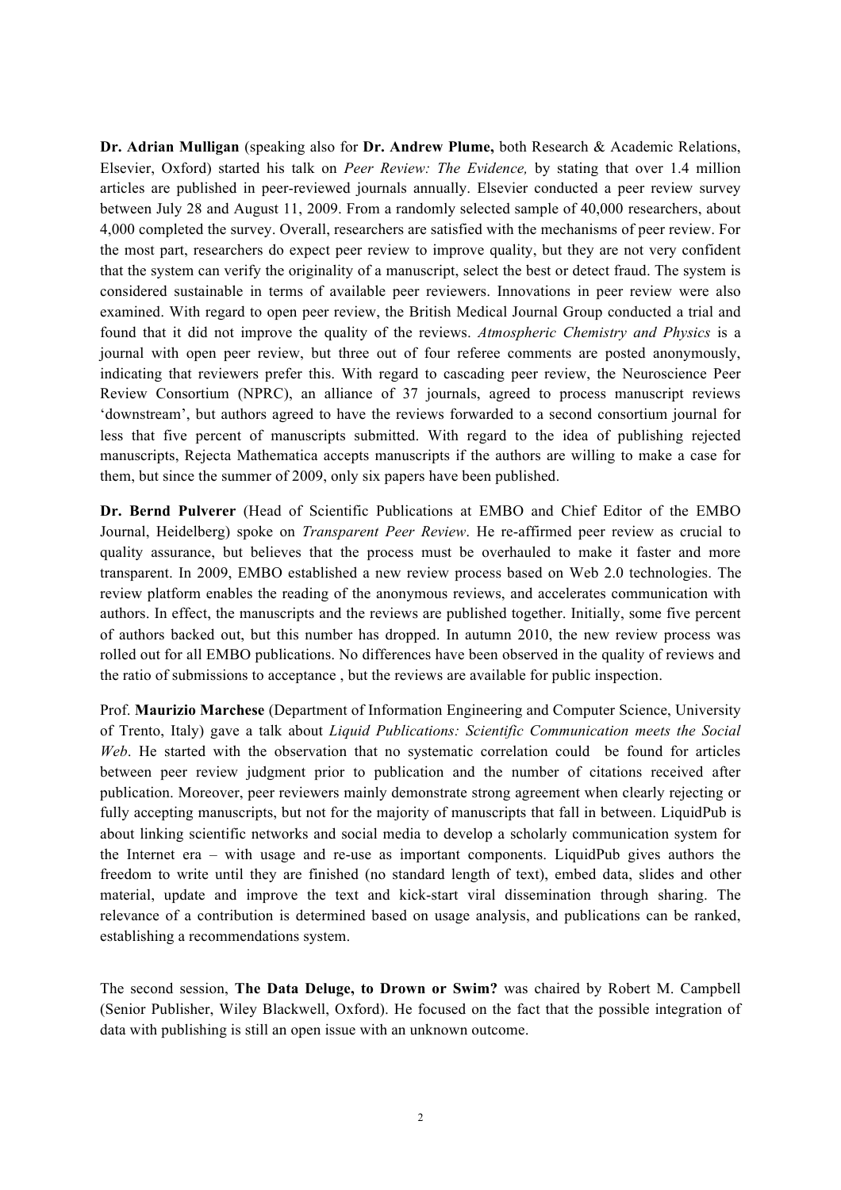**Dr. Adrian Mulligan** (speaking also for **Dr. Andrew Plume,** both Research & Academic Relations, Elsevier, Oxford) started his talk on *Peer Review: The Evidence,* by stating that over 1.4 million articles are published in peer-reviewed journals annually. Elsevier conducted a peer review survey between July 28 and August 11, 2009. From a randomly selected sample of 40,000 researchers, about 4,000 completed the survey. Overall, researchers are satisfied with the mechanisms of peer review. For the most part, researchers do expect peer review to improve quality, but they are not very confident that the system can verify the originality of a manuscript, select the best or detect fraud. The system is considered sustainable in terms of available peer reviewers. Innovations in peer review were also examined. With regard to open peer review, the British Medical Journal Group conducted a trial and found that it did not improve the quality of the reviews. *Atmospheric Chemistry and Physics* is a journal with open peer review, but three out of four referee comments are posted anonymously, indicating that reviewers prefer this. With regard to cascading peer review, the Neuroscience Peer Review Consortium (NPRC), an alliance of 37 journals, agreed to process manuscript reviews 'downstream', but authors agreed to have the reviews forwarded to a second consortium journal for less that five percent of manuscripts submitted. With regard to the idea of publishing rejected manuscripts, Rejecta Mathematica accepts manuscripts if the authors are willing to make a case for them, but since the summer of 2009, only six papers have been published.

**Dr. Bernd Pulverer** (Head of Scientific Publications at EMBO and Chief Editor of the EMBO Journal, Heidelberg) spoke on *Transparent Peer Review*. He re-affirmed peer review as crucial to quality assurance, but believes that the process must be overhauled to make it faster and more transparent. In 2009, EMBO established a new review process based on Web 2.0 technologies. The review platform enables the reading of the anonymous reviews, and accelerates communication with authors. In effect, the manuscripts and the reviews are published together. Initially, some five percent of authors backed out, but this number has dropped. In autumn 2010, the new review process was rolled out for all EMBO publications. No differences have been observed in the quality of reviews and the ratio of submissions to acceptance , but the reviews are available for public inspection.

Prof. **Maurizio Marchese** (Department of Information Engineering and Computer Science, University of Trento, Italy) gave a talk about *Liquid Publications: Scientific Communication meets the Social Web*. He started with the observation that no systematic correlation could be found for articles between peer review judgment prior to publication and the number of citations received after publication. Moreover, peer reviewers mainly demonstrate strong agreement when clearly rejecting or fully accepting manuscripts, but not for the majority of manuscripts that fall in between. LiquidPub is about linking scientific networks and social media to develop a scholarly communication system for the Internet era – with usage and re-use as important components. LiquidPub gives authors the freedom to write until they are finished (no standard length of text), embed data, slides and other material, update and improve the text and kick-start viral dissemination through sharing. The relevance of a contribution is determined based on usage analysis, and publications can be ranked, establishing a recommendations system.

The second session, **The Data Deluge, to Drown or Swim?** was chaired by Robert M. Campbell (Senior Publisher, Wiley Blackwell, Oxford). He focused on the fact that the possible integration of data with publishing is still an open issue with an unknown outcome.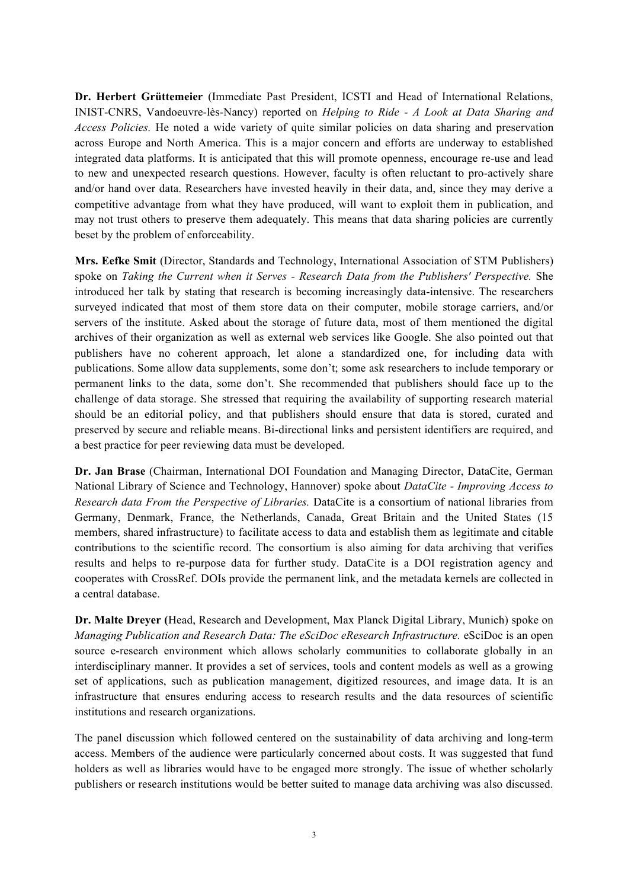**Dr. Herbert Grüttemeier** (Immediate Past President, ICSTI and Head of International Relations, INIST-CNRS, Vandoeuvre-lès-Nancy) reported on *Helping to Ride - A Look at Data Sharing and Access Policies.* He noted a wide variety of quite similar policies on data sharing and preservation across Europe and North America. This is a major concern and efforts are underway to established integrated data platforms. It is anticipated that this will promote openness, encourage re-use and lead to new and unexpected research questions. However, faculty is often reluctant to pro-actively share and/or hand over data. Researchers have invested heavily in their data, and, since they may derive a competitive advantage from what they have produced, will want to exploit them in publication, and may not trust others to preserve them adequately. This means that data sharing policies are currently beset by the problem of enforceability.

**Mrs. Eefke Smit** (Director, Standards and Technology, International Association of STM Publishers) spoke on *Taking the Current when it Serves - Research Data from the Publishers' Perspective.* She introduced her talk by stating that research is becoming increasingly data-intensive. The researchers surveyed indicated that most of them store data on their computer, mobile storage carriers, and/or servers of the institute. Asked about the storage of future data, most of them mentioned the digital archives of their organization as well as external web services like Google. She also pointed out that publishers have no coherent approach, let alone a standardized one, for including data with publications. Some allow data supplements, some don't; some ask researchers to include temporary or permanent links to the data, some don't. She recommended that publishers should face up to the challenge of data storage. She stressed that requiring the availability of supporting research material should be an editorial policy, and that publishers should ensure that data is stored, curated and preserved by secure and reliable means. Bi-directional links and persistent identifiers are required, and a best practice for peer reviewing data must be developed.

**Dr. Jan Brase** (Chairman, International DOI Foundation and Managing Director, DataCite, German National Library of Science and Technology, Hannover) spoke about *DataCite - Improving Access to Research data From the Perspective of Libraries.* DataCite is a consortium of national libraries from Germany, Denmark, France, the Netherlands, Canada, Great Britain and the United States (15 members, shared infrastructure) to facilitate access to data and establish them as legitimate and citable contributions to the scientific record. The consortium is also aiming for data archiving that verifies results and helps to re-purpose data for further study. DataCite is a DOI registration agency and cooperates with CrossRef. DOIs provide the permanent link, and the metadata kernels are collected in a central database.

**Dr. Malte Dreyer (**Head, Research and Development, Max Planck Digital Library, Munich) spoke on *Managing Publication and Research Data: The eSciDoc eResearch Infrastructure.* eSciDoc is an open source e-research environment which allows scholarly communities to collaborate globally in an interdisciplinary manner. It provides a set of services, tools and content models as well as a growing set of applications, such as publication management, digitized resources, and image data. It is an infrastructure that ensures enduring access to research results and the data resources of scientific institutions and research organizations.

The panel discussion which followed centered on the sustainability of data archiving and long-term access. Members of the audience were particularly concerned about costs. It was suggested that fund holders as well as libraries would have to be engaged more strongly. The issue of whether scholarly publishers or research institutions would be better suited to manage data archiving was also discussed.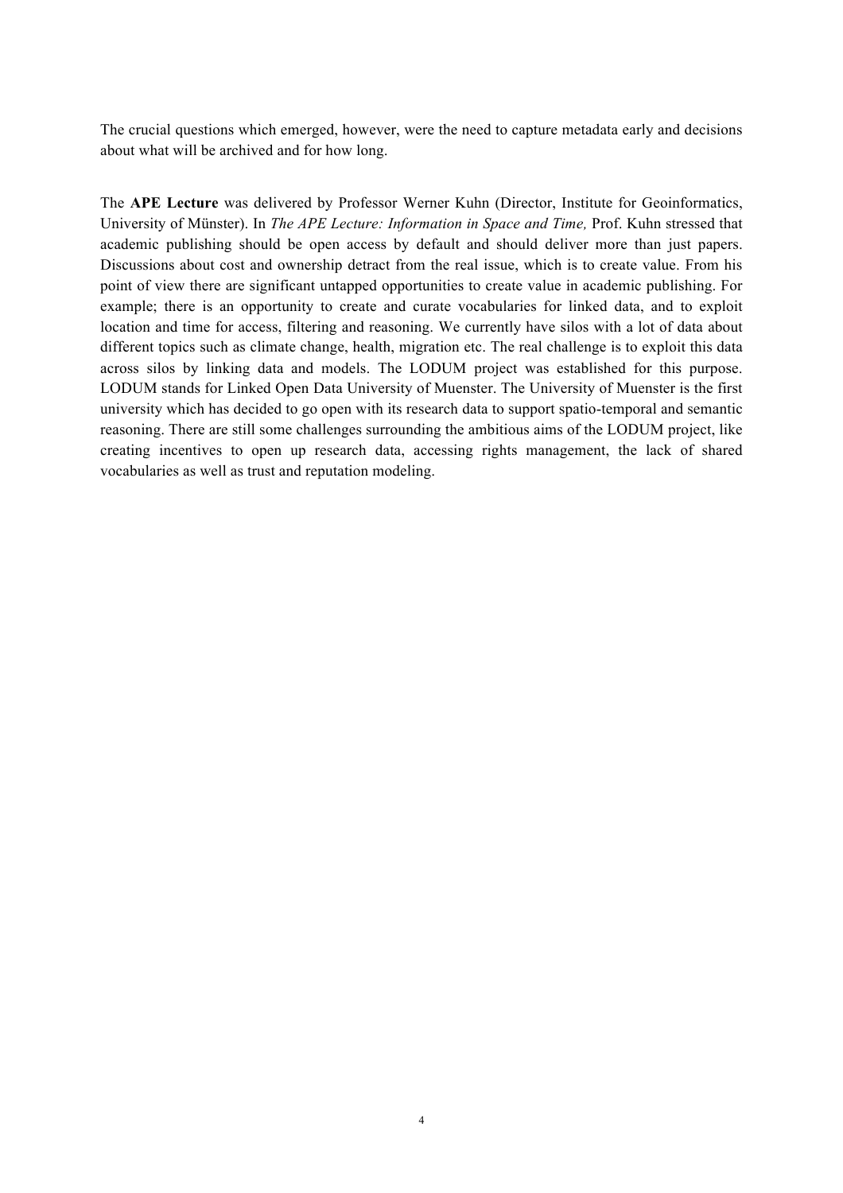The crucial questions which emerged, however, were the need to capture metadata early and decisions about what will be archived and for how long.

The **APE Lecture** was delivered by Professor Werner Kuhn (Director, Institute for Geoinformatics, University of Münster). In *The APE Lecture: Information in Space and Time,* Prof. Kuhn stressed that academic publishing should be open access by default and should deliver more than just papers. Discussions about cost and ownership detract from the real issue, which is to create value. From his point of view there are significant untapped opportunities to create value in academic publishing. For example; there is an opportunity to create and curate vocabularies for linked data, and to exploit location and time for access, filtering and reasoning. We currently have silos with a lot of data about different topics such as climate change, health, migration etc. The real challenge is to exploit this data across silos by linking data and models. The LODUM project was established for this purpose. LODUM stands for Linked Open Data University of Muenster. The University of Muenster is the first university which has decided to go open with its research data to support spatio-temporal and semantic reasoning. There are still some challenges surrounding the ambitious aims of the LODUM project, like creating incentives to open up research data, accessing rights management, the lack of shared vocabularies as well as trust and reputation modeling.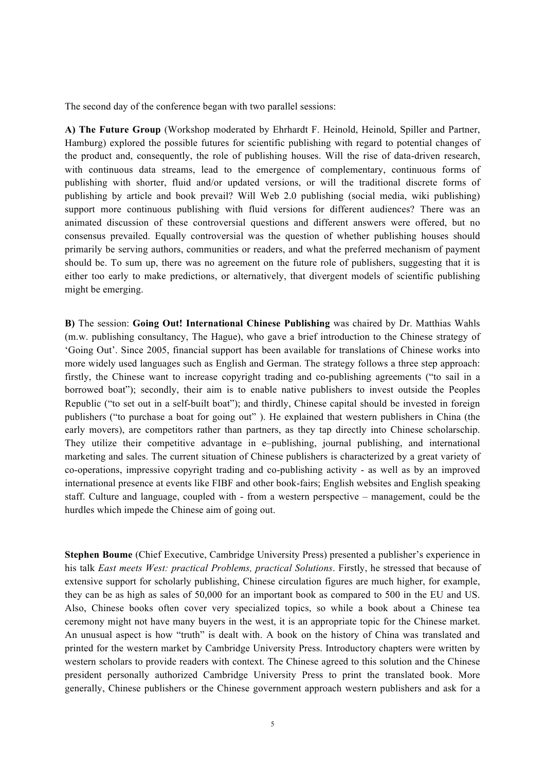The second day of the conference began with two parallel sessions:

**A) The Future Group** (Workshop moderated by Ehrhardt F. Heinold, Heinold, Spiller and Partner, Hamburg) explored the possible futures for scientific publishing with regard to potential changes of the product and, consequently, the role of publishing houses. Will the rise of data-driven research, with continuous data streams, lead to the emergence of complementary, continuous forms of publishing with shorter, fluid and/or updated versions, or will the traditional discrete forms of publishing by article and book prevail? Will Web 2.0 publishing (social media, wiki publishing) support more continuous publishing with fluid versions for different audiences? There was an animated discussion of these controversial questions and different answers were offered, but no consensus prevailed. Equally controversial was the question of whether publishing houses should primarily be serving authors, communities or readers, and what the preferred mechanism of payment should be. To sum up, there was no agreement on the future role of publishers, suggesting that it is either too early to make predictions, or alternatively, that divergent models of scientific publishing might be emerging.

**B)** The session: **Going Out! International Chinese Publishing** was chaired by Dr. Matthias Wahls (m.w. publishing consultancy, The Hague), who gave a brief introduction to the Chinese strategy of 'Going Out'. Since 2005, financial support has been available for translations of Chinese works into more widely used languages such as English and German. The strategy follows a three step approach: firstly, the Chinese want to increase copyright trading and co-publishing agreements ("to sail in a borrowed boat"); secondly, their aim is to enable native publishers to invest outside the Peoples Republic ("to set out in a self-built boat"); and thirdly, Chinese capital should be invested in foreign publishers ("to purchase a boat for going out" ). He explained that western publishers in China (the early movers), are competitors rather than partners, as they tap directly into Chinese scholarschip. They utilize their competitive advantage in e–publishing, journal publishing, and international marketing and sales. The current situation of Chinese publishers is characterized by a great variety of co-operations, impressive copyright trading and co-publishing activity - as well as by an improved international presence at events like FIBF and other book-fairs; English websites and English speaking staff. Culture and language, coupled with - from a western perspective – management, could be the hurdles which impede the Chinese aim of going out.

**Stephen Boume** (Chief Executive, Cambridge University Press) presented a publisher's experience in his talk *East meets West: practical Problems, practical Solutions*. Firstly, he stressed that because of extensive support for scholarly publishing, Chinese circulation figures are much higher, for example, they can be as high as sales of 50,000 for an important book as compared to 500 in the EU and US. Also, Chinese books often cover very specialized topics, so while a book about a Chinese tea ceremony might not have many buyers in the west, it is an appropriate topic for the Chinese market. An unusual aspect is how "truth" is dealt with. A book on the history of China was translated and printed for the western market by Cambridge University Press. Introductory chapters were written by western scholars to provide readers with context. The Chinese agreed to this solution and the Chinese president personally authorized Cambridge University Press to print the translated book. More generally, Chinese publishers or the Chinese government approach western publishers and ask for a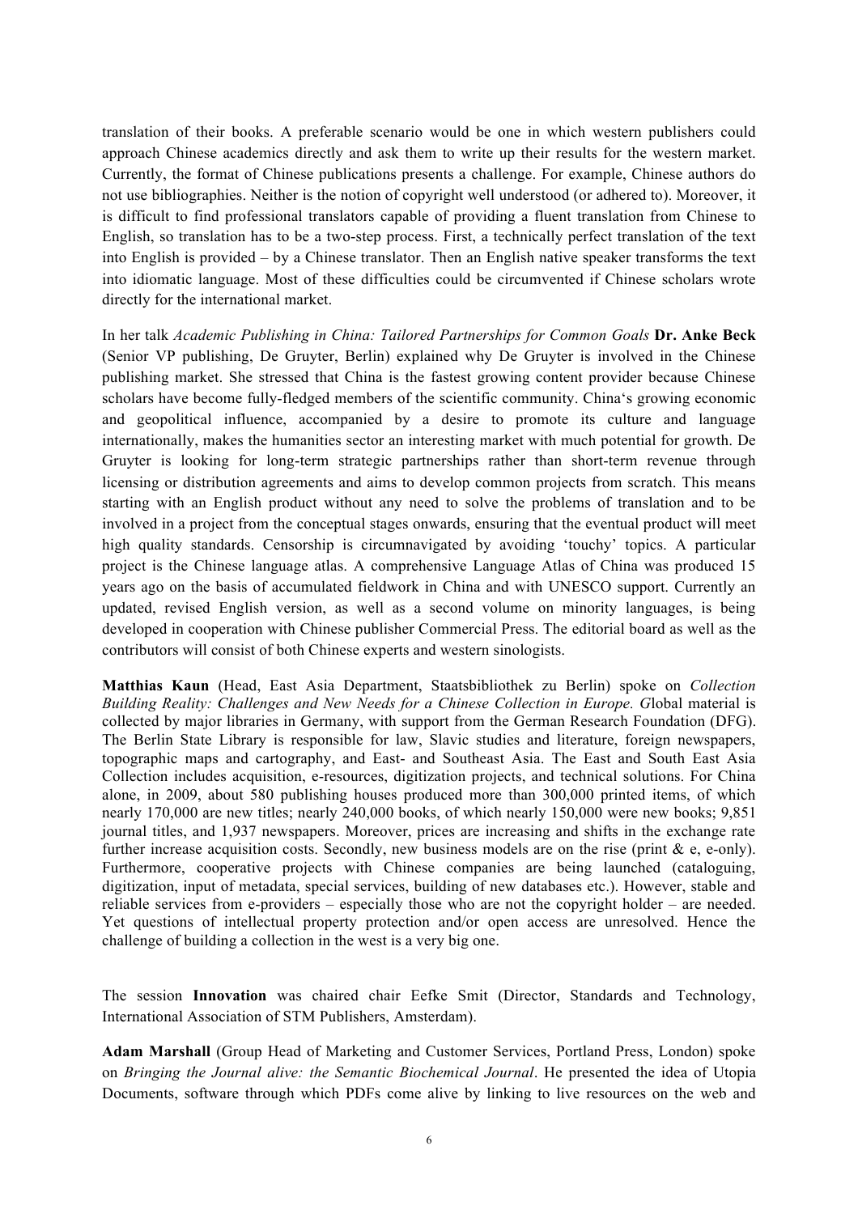translation of their books. A preferable scenario would be one in which western publishers could approach Chinese academics directly and ask them to write up their results for the western market. Currently, the format of Chinese publications presents a challenge. For example, Chinese authors do not use bibliographies. Neither is the notion of copyright well understood (or adhered to). Moreover, it is difficult to find professional translators capable of providing a fluent translation from Chinese to English, so translation has to be a two-step process. First, a technically perfect translation of the text into English is provided – by a Chinese translator. Then an English native speaker transforms the text into idiomatic language. Most of these difficulties could be circumvented if Chinese scholars wrote directly for the international market.

In her talk *Academic Publishing in China: Tailored Partnerships for Common Goals* **Dr. Anke Beck** (Senior VP publishing, De Gruyter, Berlin) explained why De Gruyter is involved in the Chinese publishing market. She stressed that China is the fastest growing content provider because Chinese scholars have become fully-fledged members of the scientific community. China's growing economic and geopolitical influence, accompanied by a desire to promote its culture and language internationally, makes the humanities sector an interesting market with much potential for growth. De Gruyter is looking for long-term strategic partnerships rather than short-term revenue through licensing or distribution agreements and aims to develop common projects from scratch. This means starting with an English product without any need to solve the problems of translation and to be involved in a project from the conceptual stages onwards, ensuring that the eventual product will meet high quality standards. Censorship is circumnavigated by avoiding 'touchy' topics. A particular project is the Chinese language atlas. A comprehensive Language Atlas of China was produced 15 years ago on the basis of accumulated fieldwork in China and with UNESCO support. Currently an updated, revised English version, as well as a second volume on minority languages, is being developed in cooperation with Chinese publisher Commercial Press. The editorial board as well as the contributors will consist of both Chinese experts and western sinologists.

**Matthias Kaun** (Head, East Asia Department, Staatsbibliothek zu Berlin) spoke on *Collection Building Reality: Challenges and New Needs for a Chinese Collection in Europe. G*lobal material is collected by major libraries in Germany, with support from the German Research Foundation (DFG). The Berlin State Library is responsible for law, Slavic studies and literature, foreign newspapers, topographic maps and cartography, and East- and Southeast Asia. The East and South East Asia Collection includes acquisition, e-resources, digitization projects, and technical solutions. For China alone, in 2009, about 580 publishing houses produced more than 300,000 printed items, of which nearly 170,000 are new titles; nearly 240,000 books, of which nearly 150,000 were new books; 9,851 journal titles, and 1,937 newspapers. Moreover, prices are increasing and shifts in the exchange rate further increase acquisition costs. Secondly, new business models are on the rise (print & e, e-only). Furthermore, cooperative projects with Chinese companies are being launched (cataloguing, digitization, input of metadata, special services, building of new databases etc.). However, stable and reliable services from e-providers – especially those who are not the copyright holder – are needed. Yet questions of intellectual property protection and/or open access are unresolved. Hence the challenge of building a collection in the west is a very big one.

The session **Innovation** was chaired chair Eefke Smit (Director, Standards and Technology, International Association of STM Publishers, Amsterdam).

**Adam Marshall** (Group Head of Marketing and Customer Services, Portland Press, London) spoke on *Bringing the Journal alive: the Semantic Biochemical Journal*. He presented the idea of Utopia Documents, software through which PDFs come alive by linking to live resources on the web and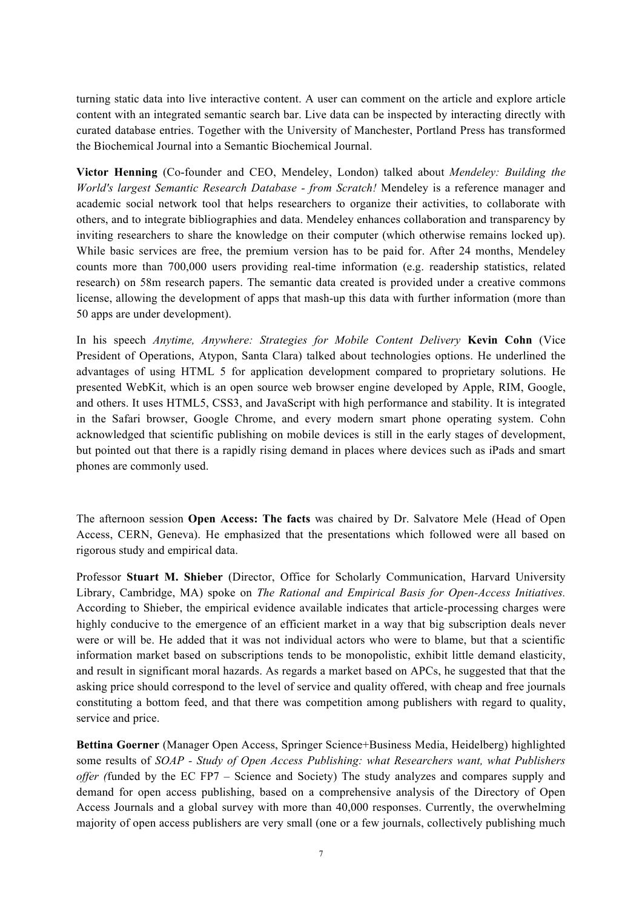turning static data into live interactive content. A user can comment on the article and explore article content with an integrated semantic search bar. Live data can be inspected by interacting directly with curated database entries. Together with the University of Manchester, Portland Press has transformed the Biochemical Journal into a Semantic Biochemical Journal.

**Victor Henning** (Co-founder and CEO, Mendeley, London) talked about *Mendeley: Building the World's largest Semantic Research Database - from Scratch!* Mendeley is a reference manager and academic social network tool that helps researchers to organize their activities, to collaborate with others, and to integrate bibliographies and data. Mendeley enhances collaboration and transparency by inviting researchers to share the knowledge on their computer (which otherwise remains locked up). While basic services are free, the premium version has to be paid for. After 24 months, Mendeley counts more than 700,000 users providing real-time information (e.g. readership statistics, related research) on 58m research papers. The semantic data created is provided under a creative commons license, allowing the development of apps that mash-up this data with further information (more than 50 apps are under development).

In his speech *Anytime, Anywhere: Strategies for Mobile Content Delivery* **Kevin Cohn** (Vice President of Operations, Atypon, Santa Clara) talked about technologies options. He underlined the advantages of using HTML 5 for application development compared to proprietary solutions. He presented WebKit, which is an open source web browser engine developed by Apple, RIM, Google, and others. It uses HTML5, CSS3, and JavaScript with high performance and stability. It is integrated in the Safari browser, Google Chrome, and every modern smart phone operating system. Cohn acknowledged that scientific publishing on mobile devices is still in the early stages of development, but pointed out that there is a rapidly rising demand in places where devices such as iPads and smart phones are commonly used.

The afternoon session **Open Access: The facts** was chaired by Dr. Salvatore Mele (Head of Open Access, CERN, Geneva). He emphasized that the presentations which followed were all based on rigorous study and empirical data.

Professor **Stuart M. Shieber** (Director, Office for Scholarly Communication, Harvard University Library, Cambridge, MA) spoke on *The Rational and Empirical Basis for Open-Access Initiatives.* According to Shieber, the empirical evidence available indicates that article-processing charges were highly conducive to the emergence of an efficient market in a way that big subscription deals never were or will be. He added that it was not individual actors who were to blame, but that a scientific information market based on subscriptions tends to be monopolistic, exhibit little demand elasticity, and result in significant moral hazards. As regards a market based on APCs, he suggested that that the asking price should correspond to the level of service and quality offered, with cheap and free journals constituting a bottom feed, and that there was competition among publishers with regard to quality, service and price.

**Bettina Goerner** (Manager Open Access, Springer Science+Business Media, Heidelberg) highlighted some results of *SOAP - Study of Open Access Publishing: what Researchers want, what Publishers offer (*funded by the EC FP7 – Science and Society) The study analyzes and compares supply and demand for open access publishing, based on a comprehensive analysis of the Directory of Open Access Journals and a global survey with more than 40,000 responses. Currently, the overwhelming majority of open access publishers are very small (one or a few journals, collectively publishing much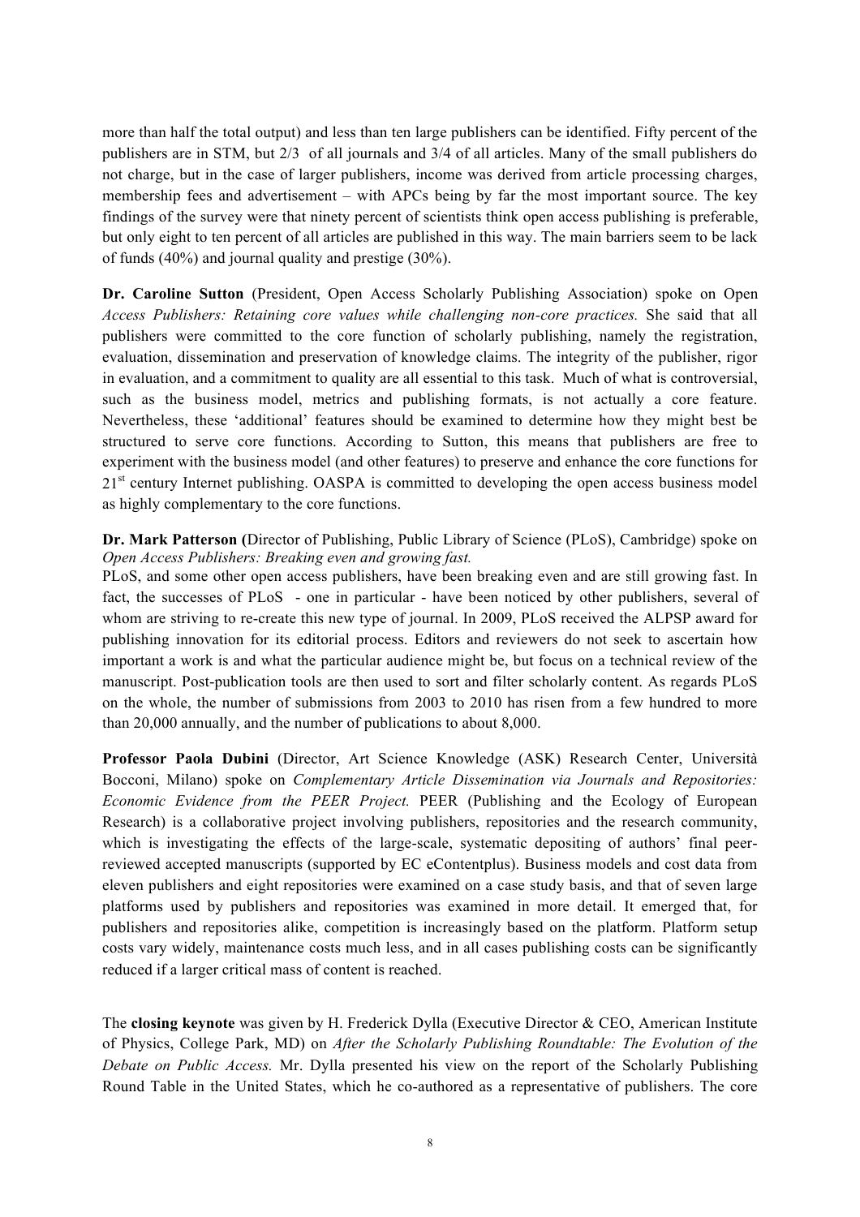more than half the total output) and less than ten large publishers can be identified. Fifty percent of the publishers are in STM, but 2/3 of all journals and 3/4 of all articles. Many of the small publishers do not charge, but in the case of larger publishers, income was derived from article processing charges, membership fees and advertisement – with APCs being by far the most important source. The key findings of the survey were that ninety percent of scientists think open access publishing is preferable, but only eight to ten percent of all articles are published in this way. The main barriers seem to be lack of funds (40%) and journal quality and prestige (30%).

**Dr. Caroline Sutton** (President, Open Access Scholarly Publishing Association) spoke on Open *Access Publishers: Retaining core values while challenging non-core practices.* She said that all publishers were committed to the core function of scholarly publishing, namely the registration, evaluation, dissemination and preservation of knowledge claims. The integrity of the publisher, rigor in evaluation, and a commitment to quality are all essential to this task. Much of what is controversial, such as the business model, metrics and publishing formats, is not actually a core feature. Nevertheless, these 'additional' features should be examined to determine how they might best be structured to serve core functions. According to Sutton, this means that publishers are free to experiment with the business model (and other features) to preserve and enhance the core functions for 21st century Internet publishing. OASPA is committed to developing the open access business model as highly complementary to the core functions.

**Dr. Mark Patterson (**Director of Publishing, Public Library of Science (PLoS), Cambridge) spoke on *Open Access Publishers: Breaking even and growing fast.*

PLoS, and some other open access publishers, have been breaking even and are still growing fast. In fact, the successes of PLoS - one in particular - have been noticed by other publishers, several of whom are striving to re-create this new type of journal. In 2009, PLoS received the ALPSP award for publishing innovation for its editorial process. Editors and reviewers do not seek to ascertain how important a work is and what the particular audience might be, but focus on a technical review of the manuscript. Post-publication tools are then used to sort and filter scholarly content. As regards PLoS on the whole, the number of submissions from 2003 to 2010 has risen from a few hundred to more than 20,000 annually, and the number of publications to about 8,000.

**Professor Paola Dubini** (Director, Art Science Knowledge (ASK) Research Center, Università Bocconi, Milano) spoke on *Complementary Article Dissemination via Journals and Repositories: Economic Evidence from the PEER Project.* PEER (Publishing and the Ecology of European Research) is a collaborative project involving publishers, repositories and the research community, which is investigating the effects of the large-scale, systematic depositing of authors' final peer-reviewed accepted manuscripts (supported by EC eContentplus). Business models and cost data from eleven publishers and eight repositories were examined on a case study basis, and that of seven large platforms used by publishers and repositories was examined in more detail. It emerged that, for publishers and repositories alike, competition is increasingly based on the platform. Platform setup costs vary widely, maintenance costs much less, and in all cases publishing costs can be significantly reduced if a larger critical mass of content is reached.

The **closing keynote** was given by H. Frederick Dylla (Executive Director & CEO, American Institute of Physics, College Park, MD) on *After the Scholarly Publishing Roundtable: The Evolution of the Debate on Public Access.* Mr. Dylla presented his view on the report of the Scholarly Publishing Round Table in the United States, which he co-authored as a representative of publishers. The core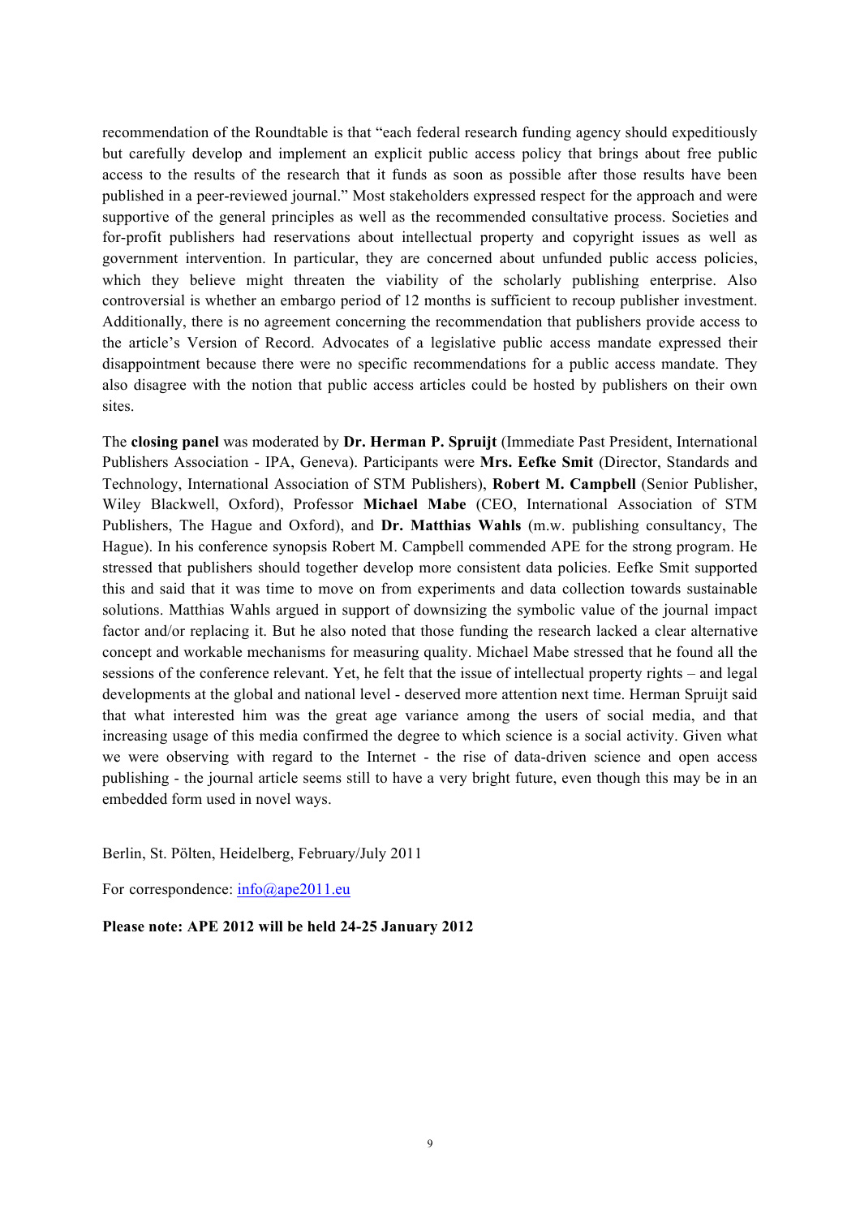recommendation of the Roundtable is that "each federal research funding agency should expeditiously but carefully develop and implement an explicit public access policy that brings about free public access to the results of the research that it funds as soon as possible after those results have been published in a peer-reviewed journal." Most stakeholders expressed respect for the approach and were supportive of the general principles as well as the recommended consultative process. Societies and for-profit publishers had reservations about intellectual property and copyright issues as well as government intervention. In particular, they are concerned about unfunded public access policies, which they believe might threaten the viability of the scholarly publishing enterprise. Also controversial is whether an embargo period of 12 months is sufficient to recoup publisher investment. Additionally, there is no agreement concerning the recommendation that publishers provide access to the article's Version of Record. Advocates of a legislative public access mandate expressed their disappointment because there were no specific recommendations for a public access mandate. They also disagree with the notion that public access articles could be hosted by publishers on their own sites.

The **closing panel** was moderated by **Dr. Herman P. Spruijt** (Immediate Past President, International Publishers Association - IPA, Geneva). Participants were **Mrs. Eefke Smit** (Director, Standards and Technology, International Association of STM Publishers), **Robert M. Campbell** (Senior Publisher, Wiley Blackwell, Oxford), Professor **Michael Mabe** (CEO, International Association of STM Publishers, The Hague and Oxford), and **Dr. Matthias Wahls** (m.w. publishing consultancy, The Hague). In his conference synopsis Robert M. Campbell commended APE for the strong program. He stressed that publishers should together develop more consistent data policies. Eefke Smit supported this and said that it was time to move on from experiments and data collection towards sustainable solutions. Matthias Wahls argued in support of downsizing the symbolic value of the journal impact factor and/or replacing it. But he also noted that those funding the research lacked a clear alternative concept and workable mechanisms for measuring quality. Michael Mabe stressed that he found all the sessions of the conference relevant. Yet, he felt that the issue of intellectual property rights – and legal developments at the global and national level - deserved more attention next time. Herman Spruijt said that what interested him was the great age variance among the users of social media, and that increasing usage of this media confirmed the degree to which science is a social activity. Given what we were observing with regard to the Internet - the rise of data-driven science and open access publishing - the journal article seems still to have a very bright future, even though this may be in an embedded form used in novel ways.

Berlin, St. Pölten, Heidelberg, February/July 2011

For correspondence: info@ape2011.eu

**Please note: APE 2012 will be held 24-25 January 2012**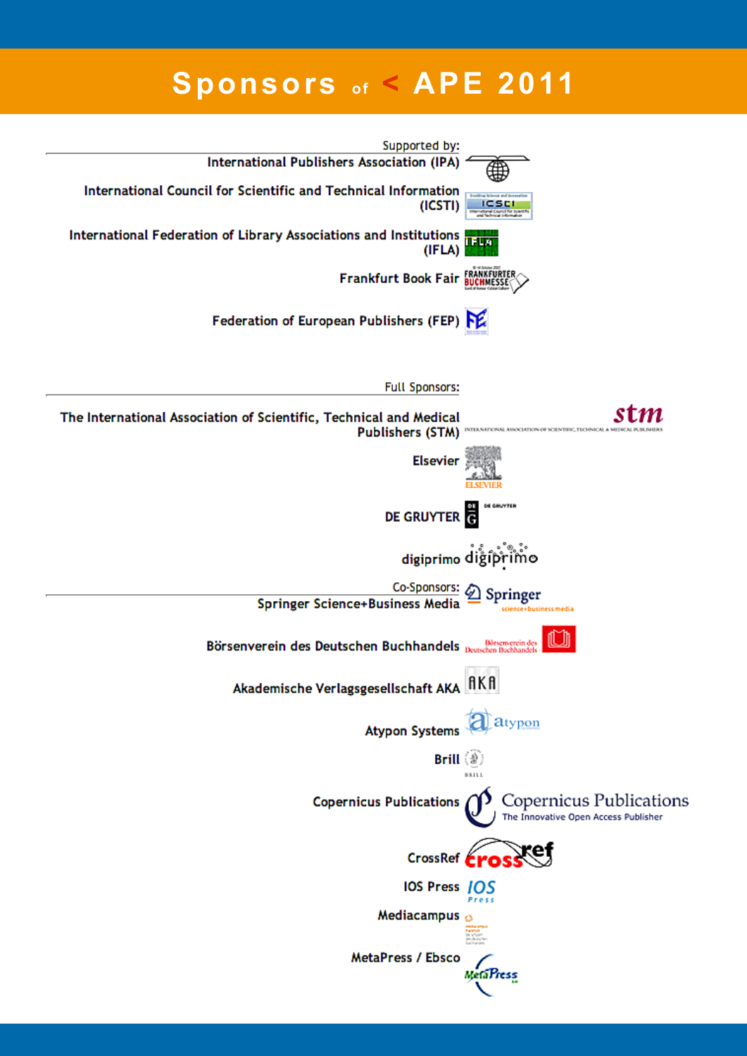# Sponsors of < APE 2011

Supported by:

International Publishers Association (IPA)

International Council for Scientific and Technical Information (ICSTI)

International Federation of Library Associations and Institutions (IFLA)

Frankfurt Book Fair

Federation of European Publishers (FEP)

Full Sponsors:

The International Association of Scientific, Technical and Medical Publishers (STM)

Elsevier

DE GRUYTER

digiprimo

Co-Sponsors:

Springer Science+Business Media

Börsenverein des Deutschen Buchhandels

Akademische Verlagsgesellschaft AKA

Atypon Systems

Brill

Copernicus Publications

CrossRef

IOS Press

Mediacampus

MetaPress / Ebsco